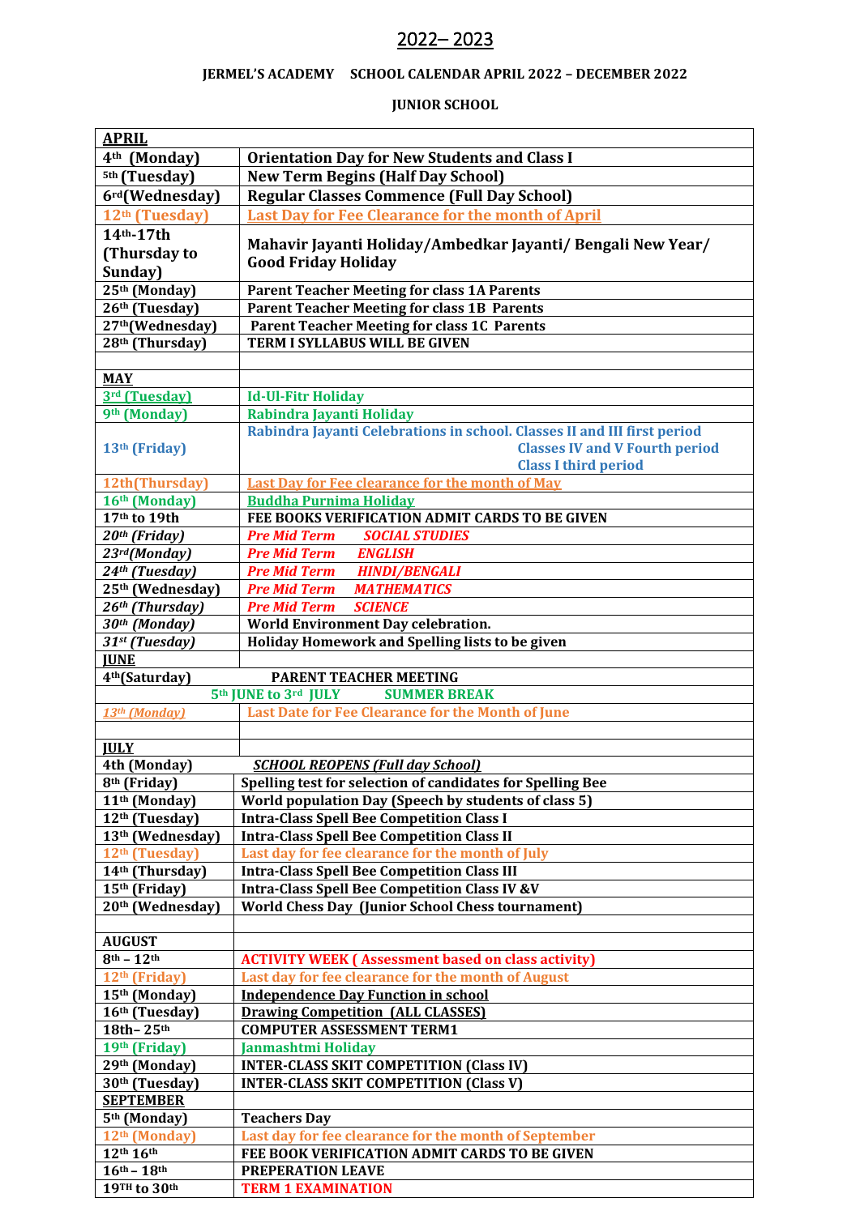# 2022– 2023

**JERMEL'S ACADEMY SCHOOL CALENDAR APRIL 2022 – DECEMBER 2022**

**JUNIOR SCHOOL**

| **APRIL** | |
|---|---|
| **4th (Monday)** | **Orientation Day for New Students and Class I** |
| **5th (Tuesday)** | **New Term Begins (Half Day School)** |
| **6rd(Wednesday)** | **Regular Classes Commence (Full Day School)** |
| **12th (Tuesday)** | **Last Day for Fee Clearance for the month of April** |
| **14th-17th (Thursday to Sunday)** | **Mahavir Jayanti Holiday/Ambedkar Jayanti/ Bengali New Year/ Good Friday Holiday** |
| **25th (Monday)** | **Parent Teacher Meeting for class 1A Parents** |
| **26th (Tuesday)** | **Parent Teacher Meeting for class 1B Parents** |
| **27th(Wednesday)** | **Parent Teacher Meeting for class 1C Parents** |
| **28th (Thursday)** | **TERM I SYLLABUS WILL BE GIVEN** |
| | |
| **MAY** | |
| **3rd (Tuesday)** | **Id-Ul-Fitr Holiday** |
| **9th (Monday)** | **Rabindra Jayanti Holiday** |
| **13th (Friday)** | **Rabindra Jayanti Celebrations in school. Classes II and III first period Classes IV and V Fourth period Class I third period** |
| **12th(Thursday)** | **Last Day for Fee clearance for the month of May** |
| **16th (Monday)** | **Buddha Purnima Holiday** |
| **17th to 19th** | **FEE BOOKS VERIFICATION ADMIT CARDS TO BE GIVEN** |
| ***20th (Friday)*** | ***Pre Mid Term SOCIAL STUDIES*** |
| ***23rd(Monday)*** | ***Pre Mid Term ENGLISH*** |
| ***24th (Tuesday)*** | ***Pre Mid Term HINDI/BENGALI*** |
| **25th (Wednesday)** | ***Pre Mid Term MATHEMATICS*** |
| ***26th (Thursday)*** | ***Pre Mid Term SCIENCE*** |
| ***30th (Monday)*** | **World Environment Day celebration.** |
| ***31st (Tuesday)*** | **Holiday Homework and Spelling lists to be given** |
| **JUNE** | |
| **4th(Saturday)** | **PARENT TEACHER MEETING** |
| **5th JUNE to 3rd JULY** | **SUMMER BREAK** |
| ***13th (Monday)*** | **Last Date for Fee Clearance for the Month of June** |
| | |
| **JULY** | |
| **4th (Monday)** | ***SCHOOL REOPENS (Full day School)*** |
| **8th (Friday)** | **Spelling test for selection of candidates for Spelling Bee** |
| **11th (Monday)** | **World population Day (Speech by students of class 5)** |
| **12th (Tuesday)** | **Intra-Class Spell Bee Competition Class I** |
| **13th (Wednesday)** | **Intra-Class Spell Bee Competition Class II** |
| **12th (Tuesday)** | **Last day for fee clearance for the month of July** |
| **14th (Thursday)** | **Intra-Class Spell Bee Competition Class III** |
| **15th (Friday)** | **Intra-Class Spell Bee Competition Class IV &V** |
| **20th (Wednesday)** | **World Chess Day (Junior School Chess tournament)** |
| | |
| **AUGUST** | |
| **8th – 12th** | **ACTIVITY WEEK ( Assessment based on class activity)** |
| **12th (Friday)** | **Last day for fee clearance for the month of August** |
| **15th (Monday)** | **Independence Day Function in school** |
| **16th (Tuesday)** | **Drawing Competition (ALL CLASSES)** |
| **18th– 25th** | **COMPUTER ASSESSMENT TERM1** |
| **19th (Friday)** | **Janmashtmi Holiday** |
| **29th (Monday)** | **INTER-CLASS SKIT COMPETITION (Class IV)** |
| **30th (Tuesday)** | **INTER-CLASS SKIT COMPETITION (Class V)** |
| **SEPTEMBER** | |
| **5th (Monday)** | **Teachers Day** |
| **12th (Monday)** | **Last day for fee clearance for the month of September** |
| **12th 16th** | **FEE BOOK VERIFICATION ADMIT CARDS TO BE GIVEN** |
| **16th – 18th** | **PREPERATION LEAVE** |
| **19TH to 30th** | **TERM 1 EXAMINATION** |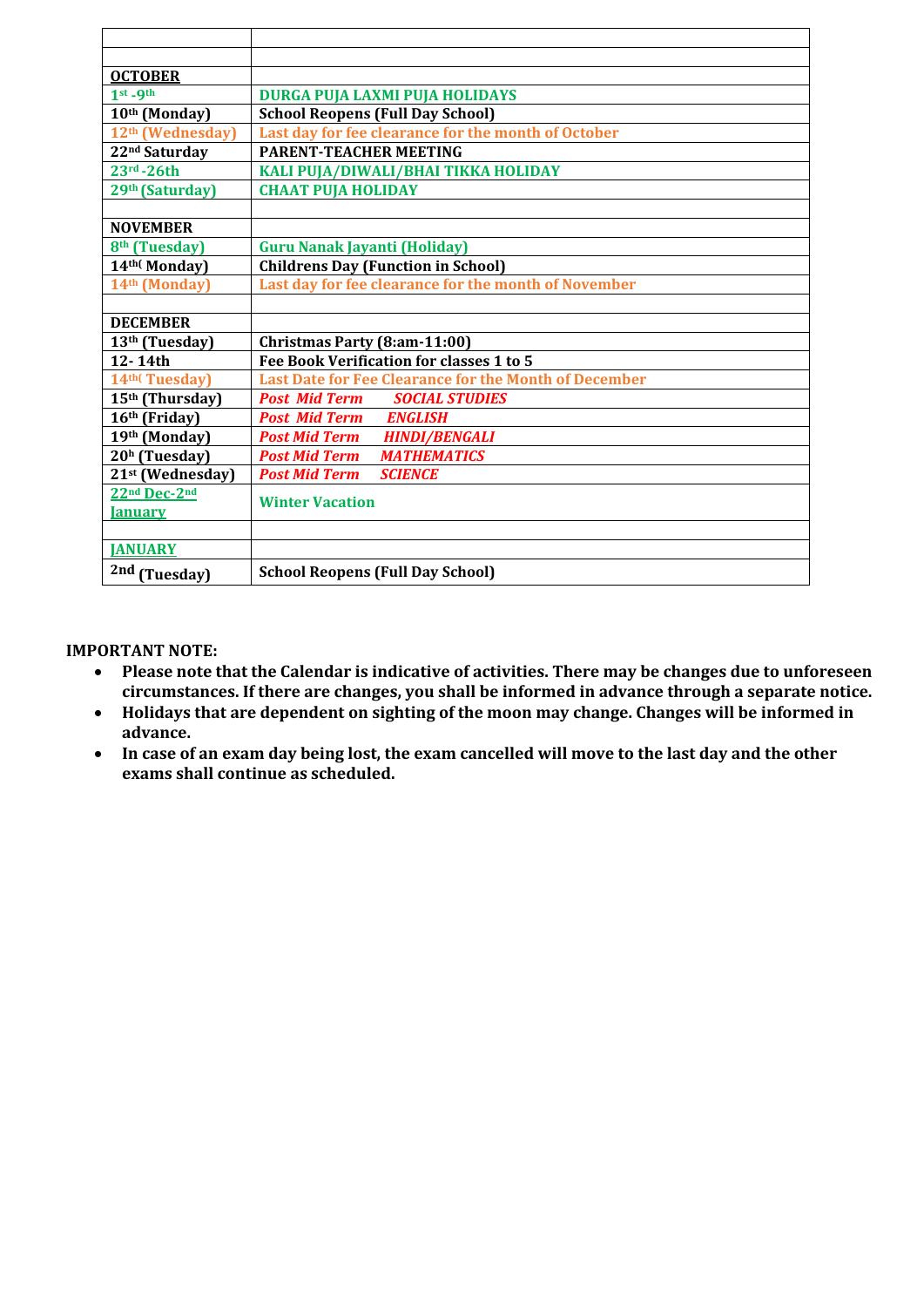| | |
|---|---|
| | |
| **OCTOBER** | |
| **1st -9th** | **DURGA PUJA LAXMI PUJA HOLIDAYS** |
| **10th (Monday)** | **School Reopens (Full Day School)** |
| **12th (Wednesday)** | **Last day for fee clearance for the month of October** |
| **22nd Saturday** | **PARENT-TEACHER MEETING** |
| **23rd -26th** | **KALI PUJA/DIWALI/BHAI TIKKA HOLIDAY** |
| **29th (Saturday)** | **CHAAT PUJA HOLIDAY** |
| | |
| **NOVEMBER** | |
| **8th (Tuesday)** | **Guru Nanak Jayanti (Holiday)** |
| **14th( Monday)** | **Childrens Day (Function in School)** |
| **14th (Monday)** | **Last day for fee clearance for the month of November** |
| | |
| **DECEMBER** | |
| **13th (Tuesday)** | **Christmas Party (8:am-11:00)** |
| **12- 14th** | **Fee Book Verification for classes 1 to 5** |
| **14th( Tuesday)** | **Last Date for Fee Clearance for the Month of December** |
| **15th (Thursday)** | ***Post Mid Term SOCIAL STUDIES*** |
| **16th (Friday)** | ***Post Mid Term ENGLISH*** |
| **19th (Monday)** | ***Post Mid Term HINDI/BENGALI*** |
| **20h (Tuesday)** | ***Post Mid Term MATHEMATICS*** |
| **21st (Wednesday)** | ***Post Mid Term SCIENCE*** |
| **22nd Dec-2nd January** | **Winter Vacation** |
| | |
| **JANUARY** | |
| **2nd (Tuesday)** | **School Reopens (Full Day School)** |

**IMPORTANT NOTE:**

- **Please note that the Calendar is indicative of activities. There may be changes due to unforeseen circumstances. If there are changes, you shall be informed in advance through a separate notice.**
- **Holidays that are dependent on sighting of the moon may change. Changes will be informed in advance.**
- **In case of an exam day being lost, the exam cancelled will move to the last day and the other exams shall continue as scheduled.**